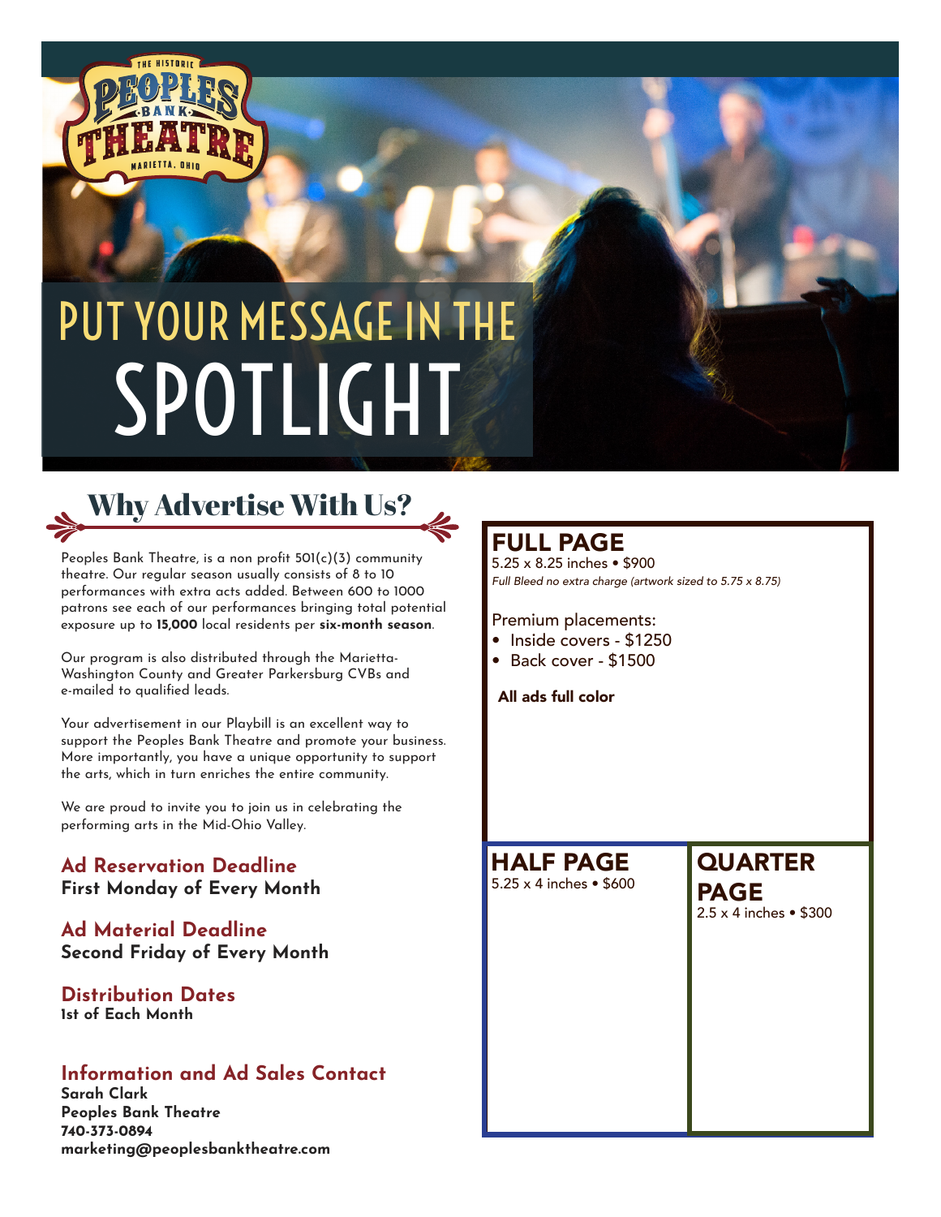THE HISTORIC PEOPLES BANK THEATRE MARIETTA, OHIO

# PUT YOUR MESSAGE IN THE SPOTLIGHT

## Why Advertise With Us?

Peoples Bank Theatre, is a non profit 501(c)(3) community theatre. Our regular season usually consists of 8 to 10 performances with extra acts added. Between 600 to 1000 patrons see each of our performances bringing total potential exposure up to **15,000** local residents per **six-month season**.

Our program is also distributed through the Marietta-Washington County and Greater Parkersburg CVBs and e-mailed to qualified leads.

Your advertisement in our Playbill is an excellent way to support the Peoples Bank Theatre and promote your business. More importantly, you have a unique opportunity to support the arts, which in turn enriches the entire community.

We are proud to invite you to join us in celebrating the performing arts in the Mid-Ohio Valley.

### Ad Reservation Deadline
**First Monday of Every Month**

### Ad Material Deadline
**Second Friday of Every Month**

### Distribution Dates
**1st of Each Month**

### Information and Ad Sales Contact
**Sarah Clark**
**Peoples Bank Theatre**
**740-373-0894**
**marketing@peoplesbanktheatre.com**

## FULL PAGE
5.25 x 8.25 inches • $900
*Full Bleed no extra charge (artwork sized to 5.75 x 8.75)*

Premium placements:

- Inside covers - $1250
- Back cover - $1500

**All ads full color**

## HALF PAGE
5.25 x 4 inches • $600

## QUARTER PAGE
2.5 x 4 inches • $300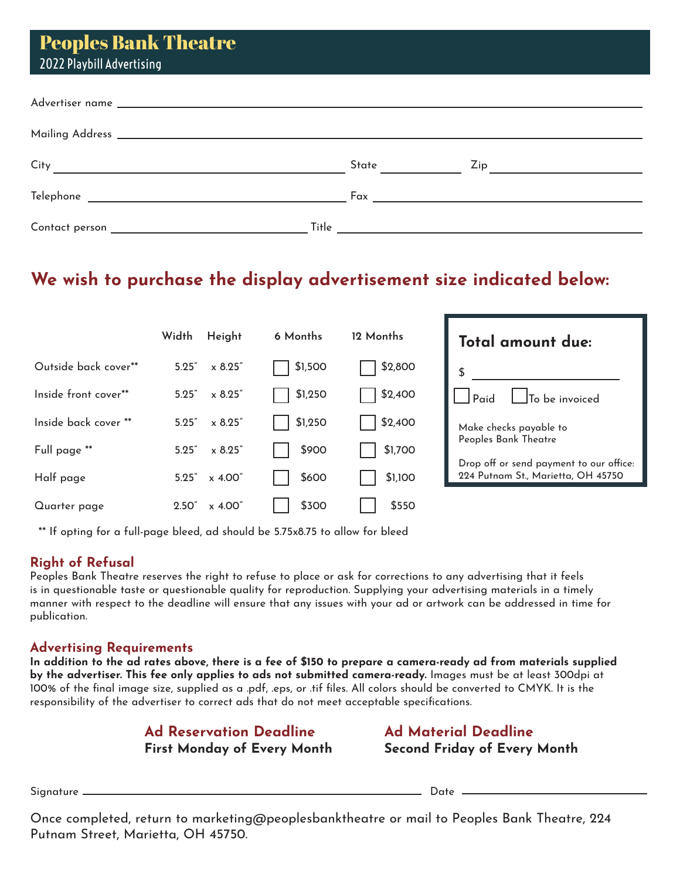# Peoples Bank Theatre

2022 Playbill Advertising

Advertiser name ______________________________

Mailing Address ______________________________

City ______________________ State __________ Zip __________

Telephone ______________________ Fax ______________________

Contact person ______________________ Title ______________________

## We wish to purchase the display advertisement size indicated below:

| | Width | Height | 6 Months | 12 Months |
|---|---|---|---|---|
| Outside back cover** | 5.25" | x 8.25" | ☐ $1,500 | ☐ $2,800 |
| Inside front cover** | 5.25" | x 8.25" | ☐ $1,250 | ☐ $2,400 |
| Inside back cover ** | 5.25" | x 8.25" | ☐ $1,250 | ☐ $2,400 |
| Full page ** | 5.25" | x 8.25" | ☐ $900 | ☐ $1,700 |
| Half page | 5.25" | x 4.00" | ☐ $600 | ☐ $1,100 |
| Quarter page | 2.50" | x 4.00" | ☐ $300 | ☐ $550 |

** If opting for a full-page bleed, ad should be 5.75x8.75 to allow for bleed

**Total amount due:**

$ ______________________

☐ Paid ☐ To be invoiced

Make checks payable to Peoples Bank Theatre

Drop off or send payment to our office: 224 Putnam St., Marietta, OH 45750

### Right of Refusal

Peoples Bank Theatre reserves the right to refuse to place or ask for corrections to any advertising that it feels is in questionable taste or questionable quality for reproduction. Supplying your advertising materials in a timely manner with respect to the deadline will ensure that any issues with your ad or artwork can be addressed in time for publication.

### Advertising Requirements

**In addition to the ad rates above, there is a fee of $150 to prepare a camera-ready ad from materials supplied by the advertiser. This fee only applies to ads not submitted camera-ready.** Images must be at least 300dpi at 100% of the final image size, supplied as a .pdf, .eps, or .tif files. All colors should be converted to CMYK. It is the responsibility of the advertiser to correct ads that do not meet acceptable specifications.

**Ad Reservation Deadline**
**First Monday of Every Month**

**Ad Material Deadline**
**Second Friday of Every Month**

Signature ______________________________ Date ______________

Once completed, return to marketing@peoplesbanktheatre or mail to Peoples Bank Theatre, 224 Putnam Street, Marietta, OH 45750.